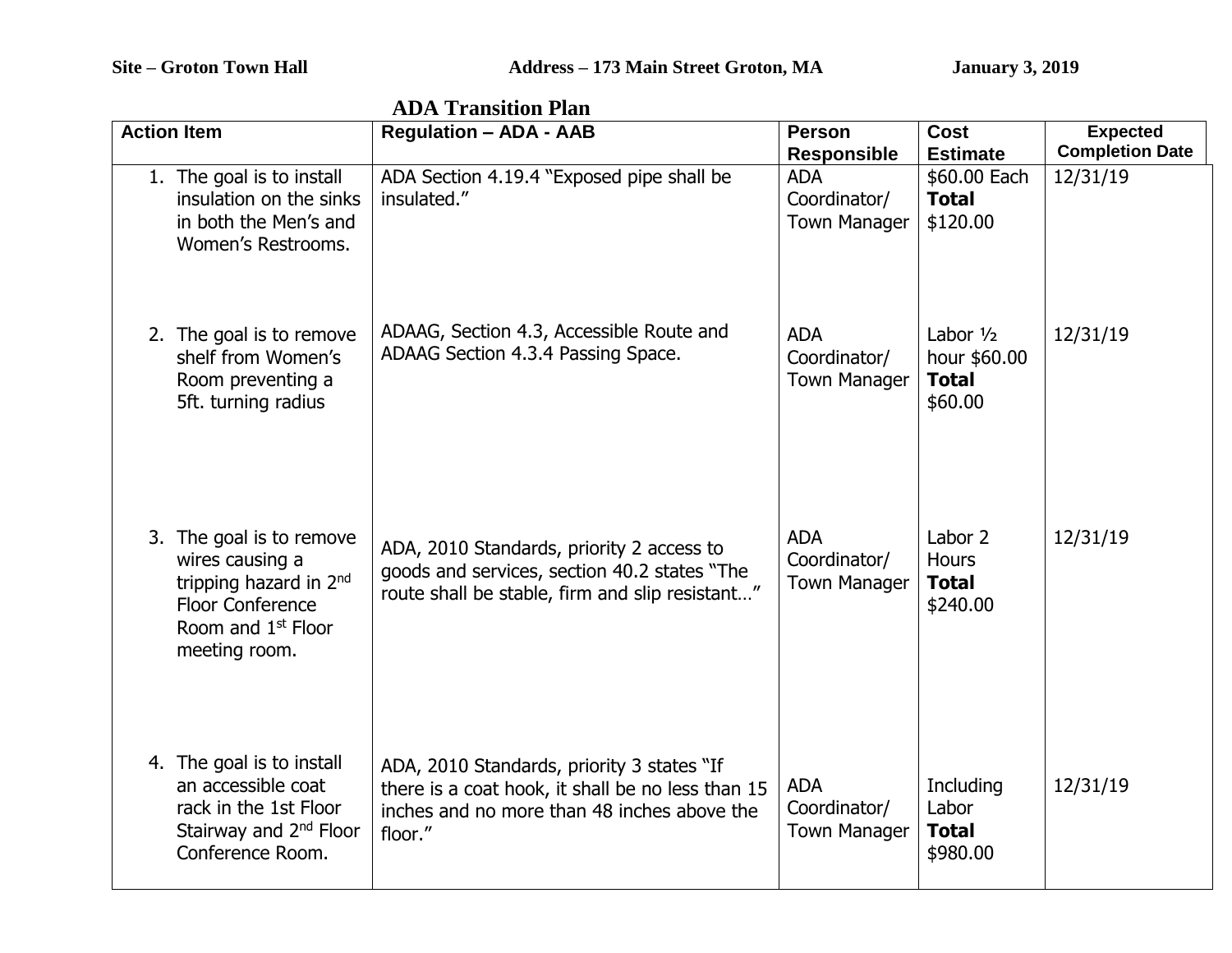**Site – Groton Town Hall** **Address – 173 Main Street Groton, MA** **January 3, 2019**

# ADA Transition Plan

| Action Item | Regulation – ADA - AAB | Person Responsible | Cost Estimate | Expected Completion Date |
|---|---|---|---|---|
| 1. The goal is to install insulation on the sinks in both the Men's and Women's Restrooms. | ADA Section 4.19.4 "Exposed pipe shall be insulated." | ADA Coordinator/ Town Manager | $60.00 Each **Total** $120.00 | 12/31/19 |
| 2. The goal is to remove shelf from Women's Room preventing a 5ft. turning radius | ADAAG, Section 4.3, Accessible Route and ADAAG Section 4.3.4 Passing Space. | ADA Coordinator/ Town Manager | Labor ½ hour $60.00 **Total** $60.00 | 12/31/19 |
| 3. The goal is to remove wires causing a tripping hazard in 2nd Floor Conference Room and 1st Floor meeting room. | ADA, 2010 Standards, priority 2 access to goods and services, section 40.2 states "The route shall be stable, firm and slip resistant…" | ADA Coordinator/ Town Manager | Labor 2 Hours **Total** $240.00 | 12/31/19 |
| 4. The goal is to install an accessible coat rack in the 1st Floor Stairway and 2nd Floor Conference Room. | ADA, 2010 Standards, priority 3 states "If there is a coat hook, it shall be no less than 15 inches and no more than 48 inches above the floor." | ADA Coordinator/ Town Manager | Including Labor **Total** $980.00 | 12/31/19 |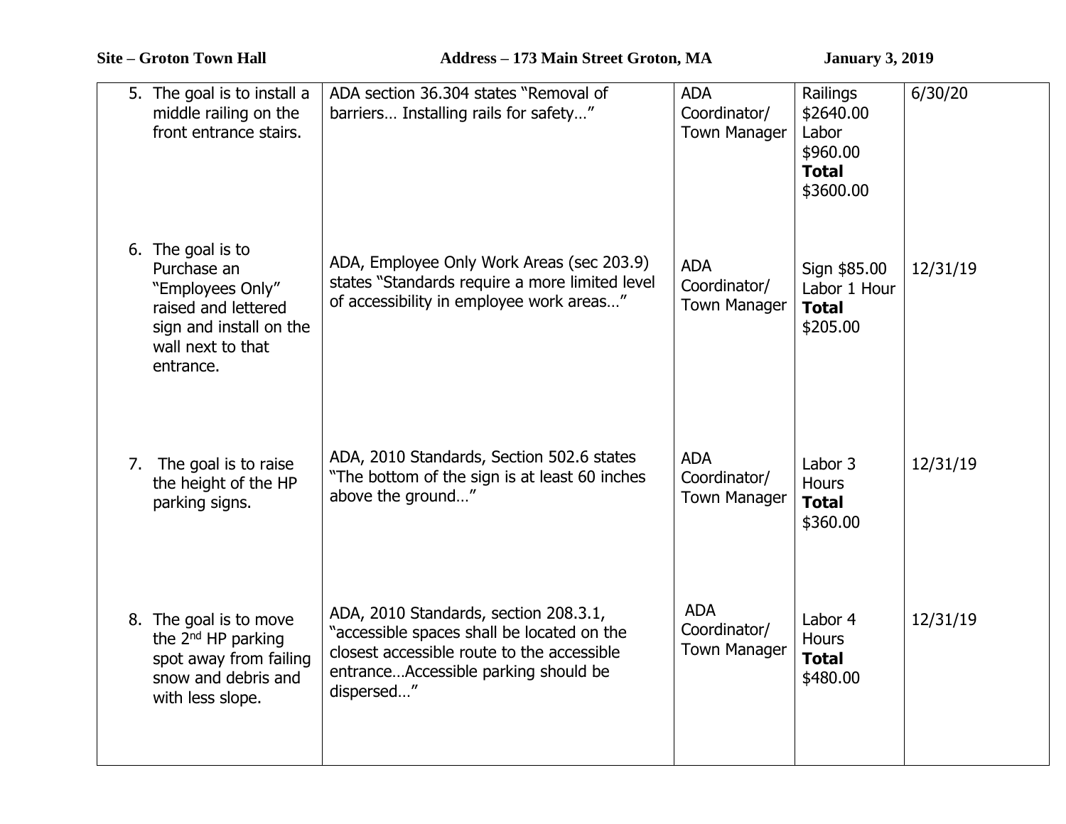**Site – Groton Town Hall** **Address – 173 Main Street Groton, MA** **January 3, 2019**

| | | | | |
|---|---|---|---|---|
| 5. The goal is to install a middle railing on the front entrance stairs. | ADA section 36.304 states "Removal of barriers… Installing rails for safety…" | ADA Coordinator/ Town Manager | Railings $2640.00 Labor $960.00 **Total** $3600.00 | 6/30/20 |
| 6. The goal is to Purchase an "Employees Only" raised and lettered sign and install on the wall next to that entrance. | ADA, Employee Only Work Areas (sec 203.9) states "Standards require a more limited level of accessibility in employee work areas…" | ADA Coordinator/ Town Manager | Sign $85.00 Labor 1 Hour **Total** $205.00 | 12/31/19 |
| 7. The goal is to raise the height of the HP parking signs. | ADA, 2010 Standards, Section 502.6 states "The bottom of the sign is at least 60 inches above the ground…" | ADA Coordinator/ Town Manager | Labor 3 Hours **Total** $360.00 | 12/31/19 |
| 8. The goal is to move the 2nd HP parking spot away from failing snow and debris and with less slope. | ADA, 2010 Standards, section 208.3.1, "accessible spaces shall be located on the closest accessible route to the accessible entrance…Accessible parking should be dispersed…" | ADA Coordinator/ Town Manager | Labor 4 Hours **Total** $480.00 | 12/31/19 |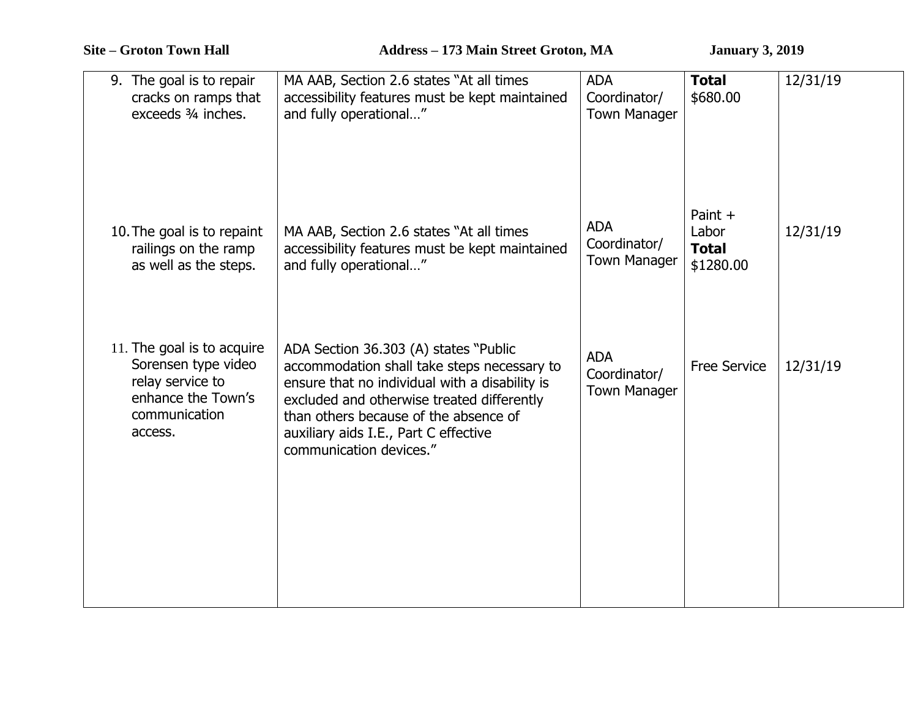**Site – Groton Town Hall** **Address – 173 Main Street Groton, MA** **January 3, 2019**

| | | | | |
|---|---|---|---|---|
| 9. The goal is to repair cracks on ramps that exceeds ¾ inches. | MA AAB, Section 2.6 states "At all times accessibility features must be kept maintained and fully operational…" | ADA Coordinator/ Town Manager | **Total** $680.00 | 12/31/19 |
| 10. The goal is to repaint railings on the ramp as well as the steps. | MA AAB, Section 2.6 states "At all times accessibility features must be kept maintained and fully operational…" | ADA Coordinator/ Town Manager | Paint + Labor **Total** $1280.00 | 12/31/19 |
| 11. The goal is to acquire Sorensen type video relay service to enhance the Town's communication access. | ADA Section 36.303 (A) states "Public accommodation shall take steps necessary to ensure that no individual with a disability is excluded and otherwise treated differently than others because of the absence of auxiliary aids I.E., Part C effective communication devices." | ADA Coordinator/ Town Manager | Free Service | 12/31/19 |